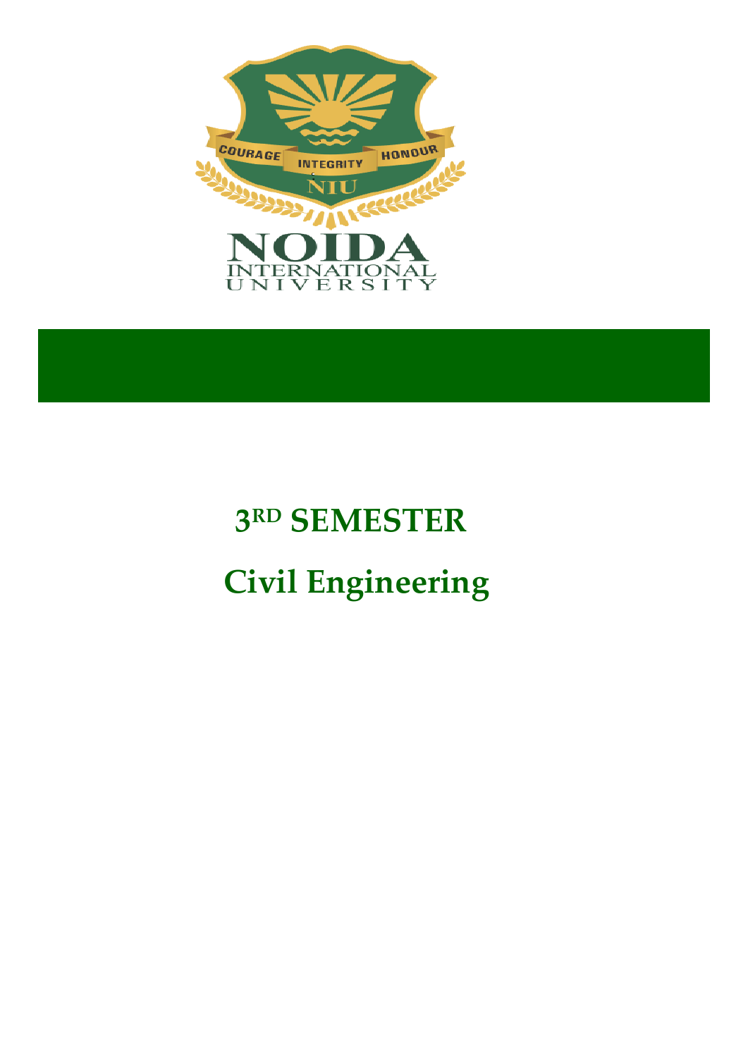# 3RD SEMESTER

# Civil Engineering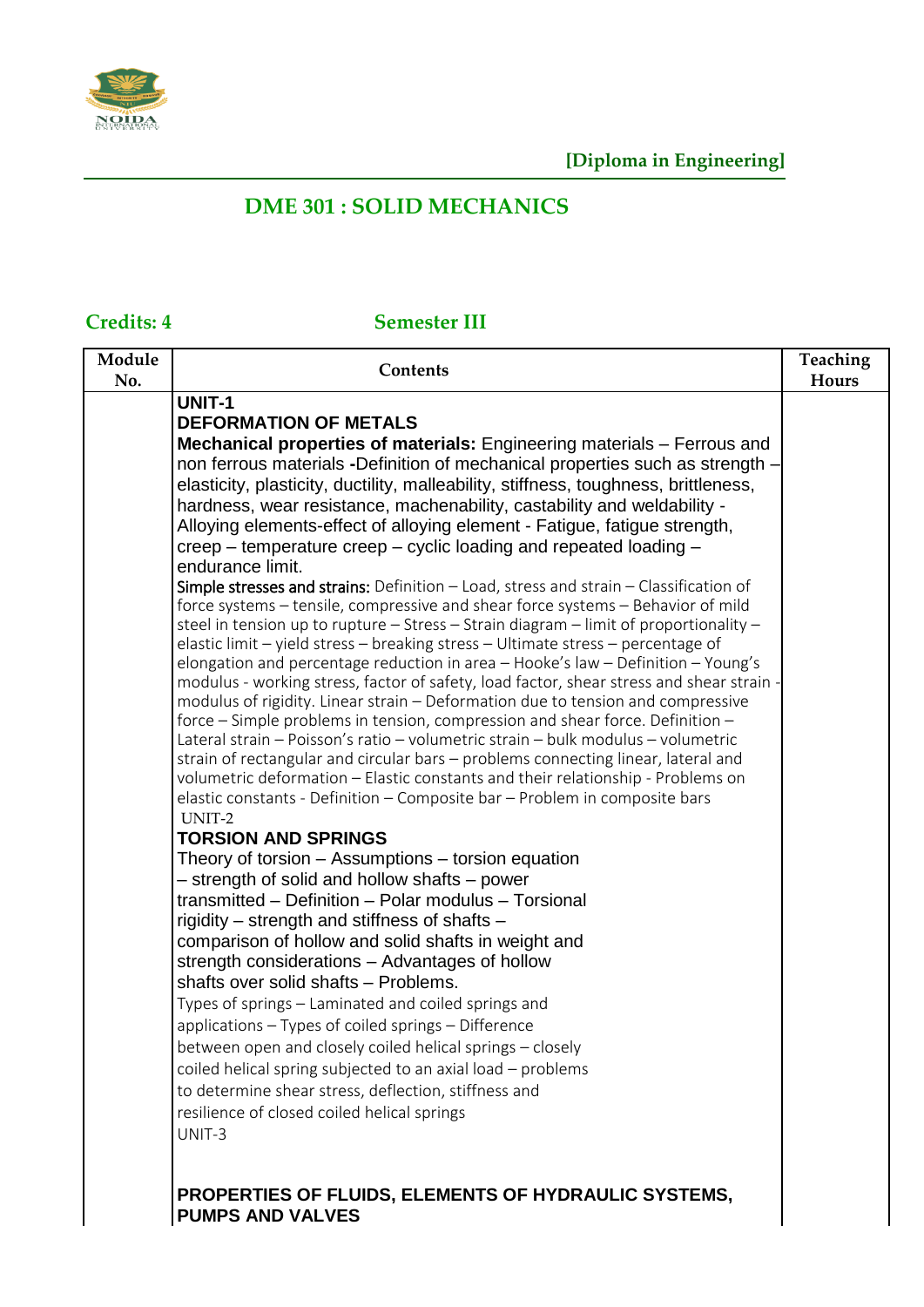**[Diploma in Engineering]**

# DME 301 : SOLID MECHANICS

**Credits: 4** **Semester III**

| Module No. | Contents | Teaching Hours |
|---|---|---|
| | **UNIT-1**<br>**DEFORMATION OF METALS**<br>**Mechanical properties of materials:** Engineering materials – Ferrous and non ferrous materials **-**Definition of mechanical properties such as strength – elasticity, plasticity, ductility, malleability, stiffness, toughness, brittleness, hardness, wear resistance, machenability, castability and weldability - Alloying elements-effect of alloying element - Fatigue, fatigue strength, creep – temperature creep – cyclic loading and repeated loading – endurance limit.<br>**Simple stresses and strains:** Definition – Load, stress and strain – Classification of force systems – tensile, compressive and shear force systems – Behavior of mild steel in tension up to rupture – Stress – Strain diagram – limit of proportionality – elastic limit – yield stress – breaking stress – Ultimate stress – percentage of elongation and percentage reduction in area – Hooke's law – Definition – Young's modulus - working stress, factor of safety, load factor, shear stress and shear strain - modulus of rigidity. Linear strain – Deformation due to tension and compressive force – Simple problems in tension, compression and shear force. Definition – Lateral strain – Poisson's ratio – volumetric strain – bulk modulus – volumetric strain of rectangular and circular bars – problems connecting linear, lateral and volumetric deformation – Elastic constants and their relationship - Problems on elastic constants - Definition – Composite bar – Problem in composite bars<br>UNIT-2<br>**TORSION AND SPRINGS**<br>Theory of torsion – Assumptions – torsion equation – strength of solid and hollow shafts – power transmitted – Definition – Polar modulus – Torsional rigidity – strength and stiffness of shafts – comparison of hollow and solid shafts in weight and strength considerations – Advantages of hollow shafts over solid shafts – Problems.<br>Types of springs – Laminated and coiled springs and applications – Types of coiled springs – Difference between open and closely coiled helical springs – closely coiled helical spring subjected to an axial load – problems to determine shear stress, deflection, stiffness and resilience of closed coiled helical springs<br>UNIT-3<br><br>**PROPERTIES OF FLUIDS, ELEMENTS OF HYDRAULIC SYSTEMS, PUMPS AND VALVES** | |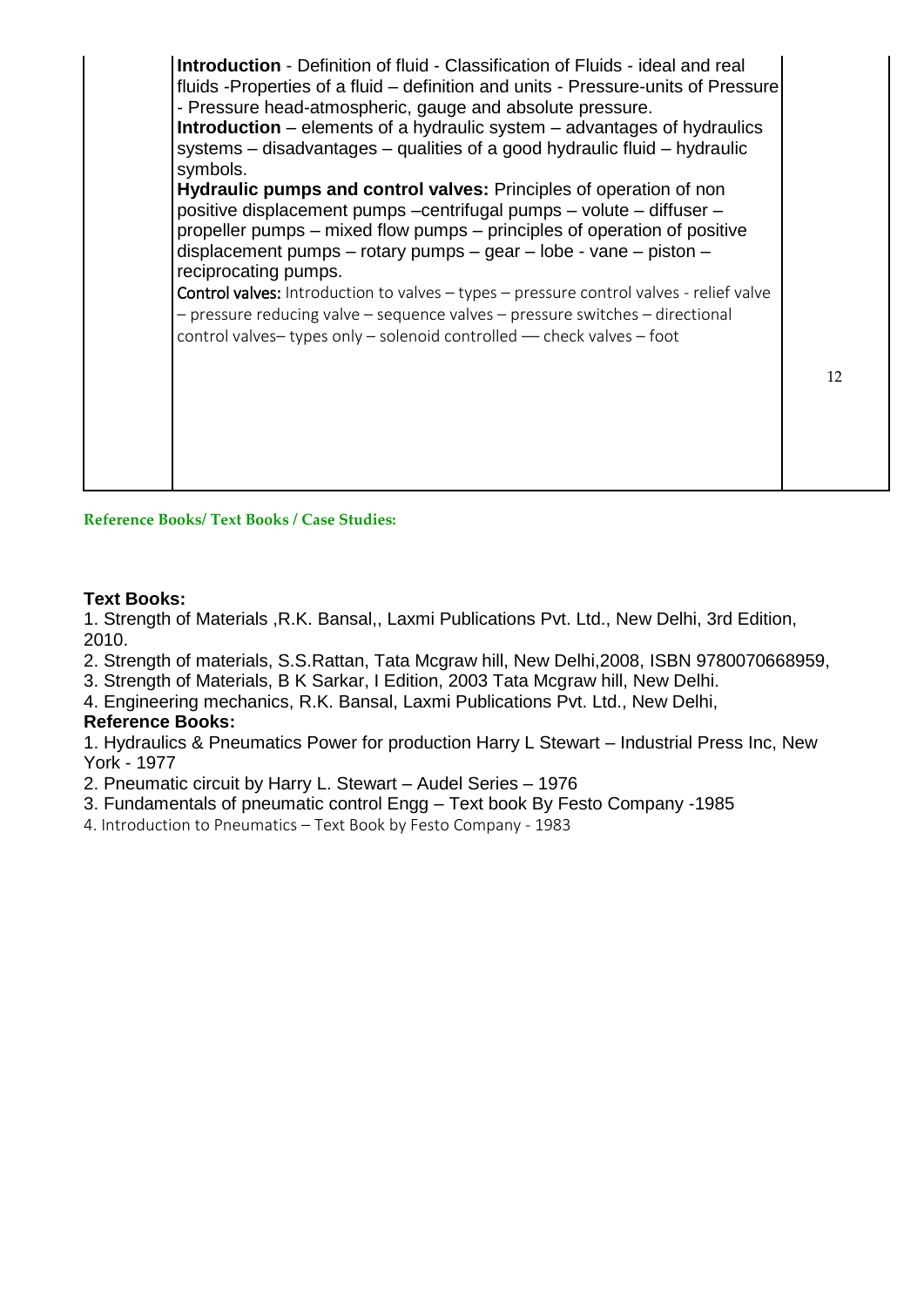| | | |
|---|---|---|
| | **Introduction** - Definition of fluid - Classification of Fluids - ideal and real fluids -Properties of a fluid – definition and units - Pressure-units of Pressure - Pressure head-atmospheric, gauge and absolute pressure.<br>**Introduction** – elements of a hydraulic system – advantages of hydraulics systems – disadvantages – qualities of a good hydraulic fluid – hydraulic symbols.<br>**Hydraulic pumps and control valves:** Principles of operation of non positive displacement pumps –centrifugal pumps – volute – diffuser – propeller pumps – mixed flow pumps – principles of operation of positive displacement pumps – rotary pumps – gear – lobe - vane – piston – reciprocating pumps.<br>**Control valves:** Introduction to valves – types – pressure control valves - relief valve – pressure reducing valve – sequence valves – pressure switches – directional control valves– types only – solenoid controlled — check valves – foot | 12 |

**Reference Books/ Text Books / Case Studies:**

**Text Books:**

1. Strength of Materials ,R.K. Bansal,, Laxmi Publications Pvt. Ltd., New Delhi, 3rd Edition, 2010.
2. Strength of materials, S.S.Rattan, Tata Mcgraw hill, New Delhi,2008, ISBN 9780070668959,
3. Strength of Materials, B K Sarkar, I Edition, 2003 Tata Mcgraw hill, New Delhi.
4. Engineering mechanics, R.K. Bansal, Laxmi Publications Pvt. Ltd., New Delhi,

**Reference Books:**

1. Hydraulics & Pneumatics Power for production Harry L Stewart – Industrial Press Inc, New York - 1977
2. Pneumatic circuit by Harry L. Stewart – Audel Series – 1976
3. Fundamentals of pneumatic control Engg – Text book By Festo Company -1985
4. Introduction to Pneumatics – Text Book by Festo Company - 1983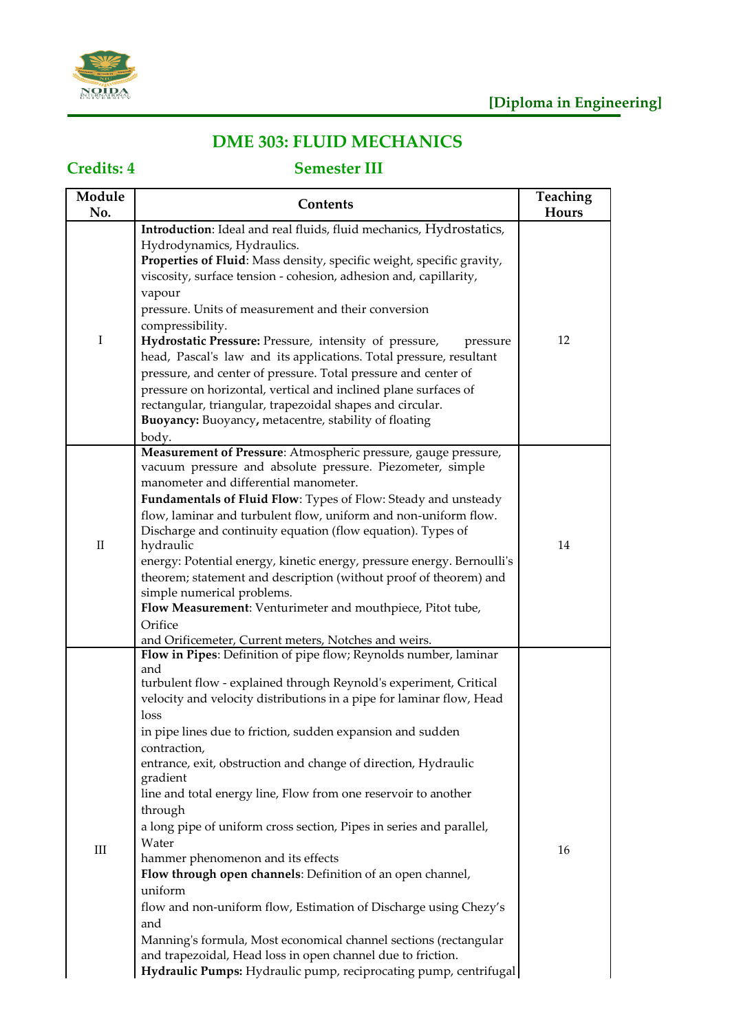**[Diploma in Engineering]**

# DME 303: FLUID MECHANICS

**Credits: 4** **Semester III**

| Module No. | Contents | Teaching Hours |
|---|---|---|
| I | **Introduction**: Ideal and real fluids, fluid mechanics, Hydrostatics, Hydrodynamics, Hydraulics. **Properties of Fluid**: Mass density, specific weight, specific gravity, viscosity, surface tension - cohesion, adhesion and, capillarity, vapour pressure. Units of measurement and their conversion compressibility. **Hydrostatic Pressure:** Pressure, intensity of pressure, pressure head, Pascal's law and its applications. Total pressure, resultant pressure, and center of pressure. Total pressure and center of pressure on horizontal, vertical and inclined plane surfaces of rectangular, triangular, trapezoidal shapes and circular. **Buoyancy:** Buoyancy**,** metacentre, stability of floating body. | 12 |
| II | **Measurement of Pressure**: Atmospheric pressure, gauge pressure, vacuum pressure and absolute pressure. Piezometer, simple manometer and differential manometer. **Fundamentals of Fluid Flow**: Types of Flow: Steady and unsteady flow, laminar and turbulent flow, uniform and non-uniform flow. Discharge and continuity equation (flow equation). Types of hydraulic energy: Potential energy, kinetic energy, pressure energy. Bernoulli's theorem; statement and description (without proof of theorem) and simple numerical problems. **Flow Measurement**: Venturimeter and mouthpiece, Pitot tube, Orifice and Orificemeter, Current meters, Notches and weirs. | 14 |
| III | **Flow in Pipes**: Definition of pipe flow; Reynolds number, laminar and turbulent flow - explained through Reynold's experiment, Critical velocity and velocity distributions in a pipe for laminar flow, Head loss in pipe lines due to friction, sudden expansion and sudden contraction, entrance, exit, obstruction and change of direction, Hydraulic gradient line and total energy line, Flow from one reservoir to another through a long pipe of uniform cross section, Pipes in series and parallel, Water hammer phenomenon and its effects **Flow through open channels**: Definition of an open channel, uniform flow and non-uniform flow, Estimation of Discharge using Chezy's and Manning's formula, Most economical channel sections (rectangular and trapezoidal, Head loss in open channel due to friction. **Hydraulic Pumps:** Hydraulic pump, reciprocating pump, centrifugal | 16 |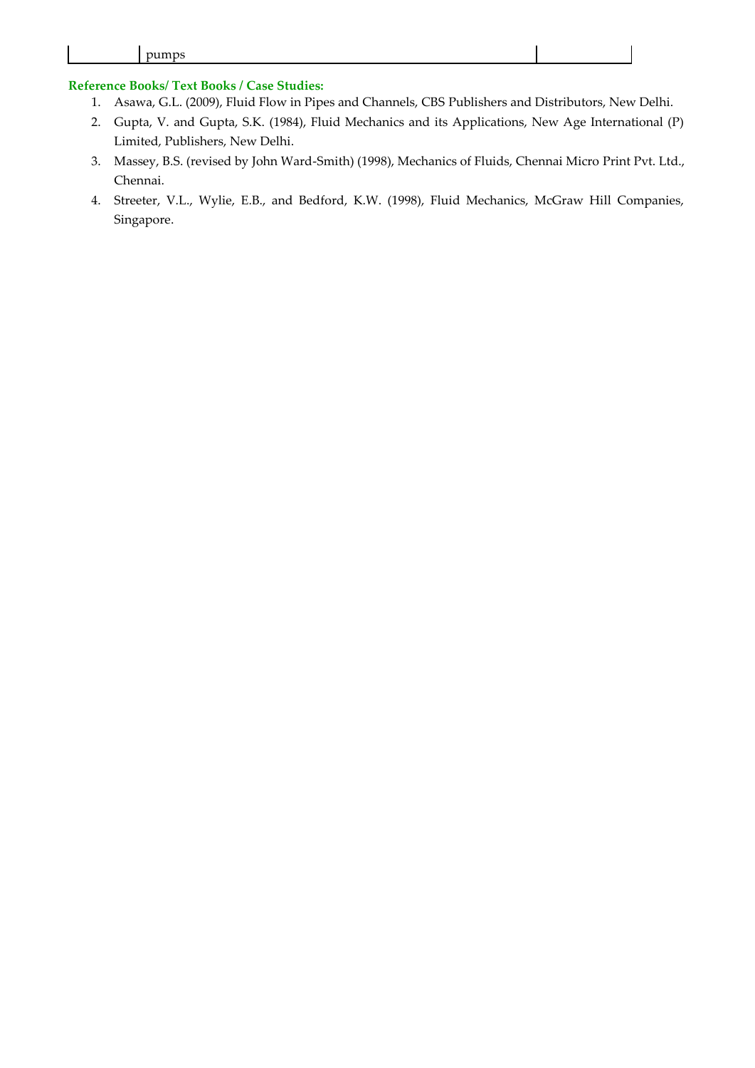|  | pumps |  |
|---|---|---|

**Reference Books/ Text Books / Case Studies:**

1. Asawa, G.L. (2009), Fluid Flow in Pipes and Channels, CBS Publishers and Distributors, New Delhi.
2. Gupta, V. and Gupta, S.K. (1984), Fluid Mechanics and its Applications, New Age International (P) Limited, Publishers, New Delhi.
3. Massey, B.S. (revised by John Ward-Smith) (1998), Mechanics of Fluids, Chennai Micro Print Pvt. Ltd., Chennai.
4. Streeter, V.L., Wylie, E.B., and Bedford, K.W. (1998), Fluid Mechanics, McGraw Hill Companies, Singapore.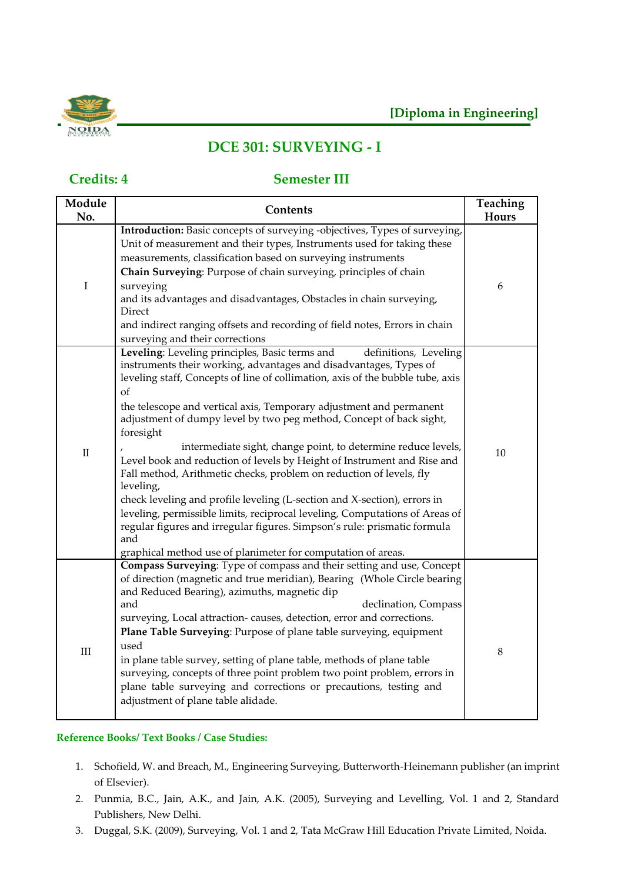**[Diploma in Engineering]**

# DCE 301: SURVEYING - I

**Credits: 4** **Semester III**

| Module No. | Contents | Teaching Hours |
|---|---|---|
| I | **Introduction:** Basic concepts of surveying -objectives, Types of surveying, Unit of measurement and their types, Instruments used for taking these measurements, classification based on surveying instruments **Chain Surveying**: Purpose of chain surveying, principles of chain surveying and its advantages and disadvantages, Obstacles in chain surveying, Direct and indirect ranging offsets and recording of field notes, Errors in chain surveying and their corrections | 6 |
| II | **Leveling**: Leveling principles, Basic terms and definitions, Leveling instruments their working, advantages and disadvantages, Types of leveling staff, Concepts of line of collimation, axis of the bubble tube, axis of the telescope and vertical axis, Temporary adjustment and permanent adjustment of dumpy level by two peg method, Concept of back sight, foresight , intermediate sight, change point, to determine reduce levels, Level book and reduction of levels by Height of Instrument and Rise and Fall method, Arithmetic checks, problem on reduction of levels, fly leveling, check leveling and profile leveling (L-section and X-section), errors in leveling, permissible limits, reciprocal leveling, Computations of Areas of regular figures and irregular figures. Simpson's rule: prismatic formula and graphical method use of planimeter for computation of areas. | 10 |
| III | **Compass Surveying**: Type of compass and their setting and use, Concept of direction (magnetic and true meridian), Bearing (Whole Circle bearing and Reduced Bearing), azimuths, magnetic dip and declination, Compass surveying, Local attraction- causes, detection, error and corrections. **Plane Table Surveying**: Purpose of plane table surveying, equipment used in plane table survey, setting of plane table, methods of plane table surveying, concepts of three point problem two point problem, errors in plane table surveying and corrections or precautions, testing and adjustment of plane table alidade. | 8 |

**Reference Books/ Text Books / Case Studies:**

1. Schofield, W. and Breach, M., Engineering Surveying, Butterworth-Heinemann publisher (an imprint of Elsevier).
2. Punmia, B.C., Jain, A.K., and Jain, A.K. (2005), Surveying and Levelling, Vol. 1 and 2, Standard Publishers, New Delhi.
3. Duggal, S.K. (2009), Surveying, Vol. 1 and 2, Tata McGraw Hill Education Private Limited, Noida.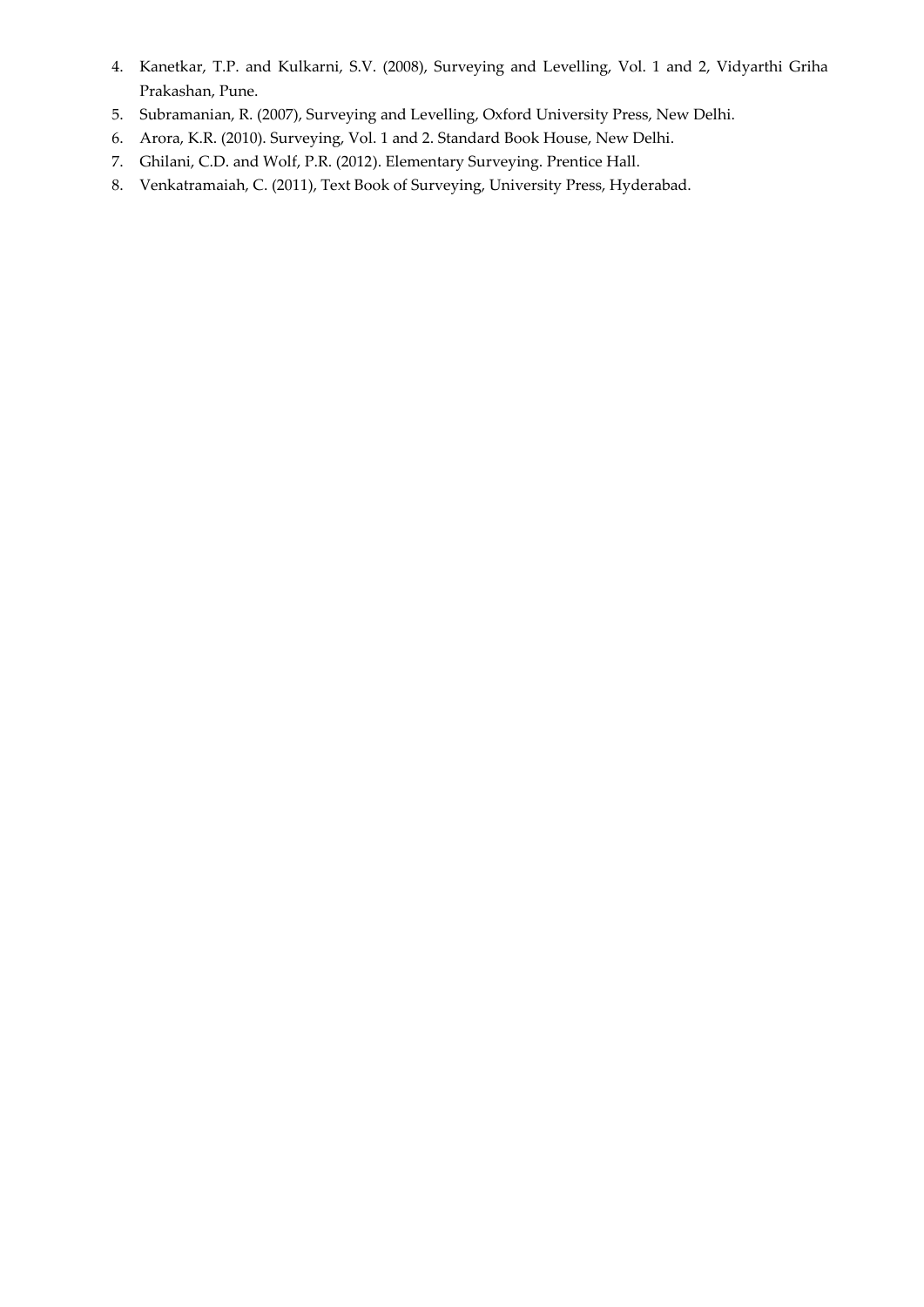4. Kanetkar, T.P. and Kulkarni, S.V. (2008), Surveying and Levelling, Vol. 1 and 2, Vidyarthi Griha Prakashan, Pune.
5. Subramanian, R. (2007), Surveying and Levelling, Oxford University Press, New Delhi.
6. Arora, K.R. (2010). Surveying, Vol. 1 and 2. Standard Book House, New Delhi.
7. Ghilani, C.D. and Wolf, P.R. (2012). Elementary Surveying. Prentice Hall.
8. Venkatramaiah, C. (2011), Text Book of Surveying, University Press, Hyderabad.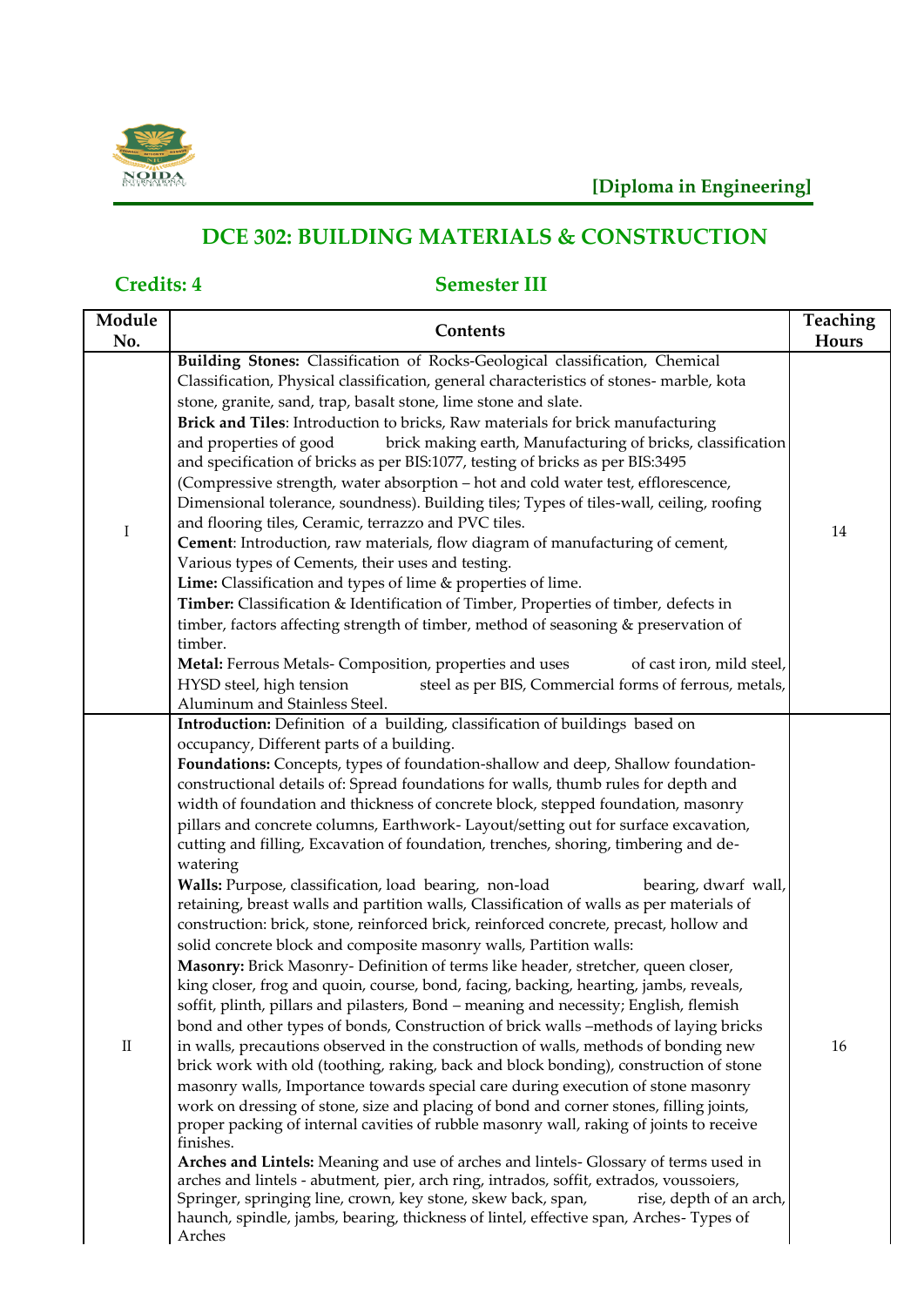**[Diploma in Engineering]**

# DCE 302: BUILDING MATERIALS & CONSTRUCTION

**Credits: 4** **Semester III**

| Module No. | Contents | Teaching Hours |
|---|---|---|
| I | **Building Stones:** Classification of Rocks-Geological classification, Chemical Classification, Physical classification, general characteristics of stones- marble, kota stone, granite, sand, trap, basalt stone, lime stone and slate.<br>**Brick and Tiles**: Introduction to bricks, Raw materials for brick manufacturing and properties of good brick making earth, Manufacturing of bricks, classification and specification of bricks as per BIS:1077, testing of bricks as per BIS:3495 (Compressive strength, water absorption – hot and cold water test, efflorescence, Dimensional tolerance, soundness). Building tiles; Types of tiles-wall, ceiling, roofing and flooring tiles, Ceramic, terrazzo and PVC tiles.<br>**Cement**: Introduction, raw materials, flow diagram of manufacturing of cement, Various types of Cements, their uses and testing.<br>**Lime:** Classification and types of lime & properties of lime.<br>**Timber:** Classification & Identification of Timber, Properties of timber, defects in timber, factors affecting strength of timber, method of seasoning & preservation of timber.<br>**Metal:** Ferrous Metals- Composition, properties and uses of cast iron, mild steel, HYSD steel, high tension steel as per BIS, Commercial forms of ferrous, metals, Aluminum and Stainless Steel. | 14 |
| II | **Introduction:** Definition of a building, classification of buildings based on occupancy, Different parts of a building.<br>**Foundations:** Concepts, types of foundation-shallow and deep, Shallow foundation-constructional details of: Spread foundations for walls, thumb rules for depth and width of foundation and thickness of concrete block, stepped foundation, masonry pillars and concrete columns, Earthwork- Layout/setting out for surface excavation, cutting and filling, Excavation of foundation, trenches, shoring, timbering and de-watering<br>**Walls:** Purpose, classification, load bearing, non-load bearing, dwarf wall, retaining, breast walls and partition walls, Classification of walls as per materials of construction: brick, stone, reinforced brick, reinforced concrete, precast, hollow and solid concrete block and composite masonry walls, Partition walls:<br>**Masonry:** Brick Masonry- Definition of terms like header, stretcher, queen closer, king closer, frog and quoin, course, bond, facing, backing, hearting, jambs, reveals, soffit, plinth, pillars and pilasters, Bond – meaning and necessity; English, flemish bond and other types of bonds, Construction of brick walls –methods of laying bricks in walls, precautions observed in the construction of walls, methods of bonding new brick work with old (toothing, raking, back and block bonding), construction of stone masonry walls, Importance towards special care during execution of stone masonry work on dressing of stone, size and placing of bond and corner stones, filling joints, proper packing of internal cavities of rubble masonry wall, raking of joints to receive finishes.<br>**Arches and Lintels:** Meaning and use of arches and lintels- Glossary of terms used in arches and lintels - abutment, pier, arch ring, intrados, soffit, extrados, voussoiers, Springer, springing line, crown, key stone, skew back, span, rise, depth of an arch, haunch, spindle, jambs, bearing, thickness of lintel, effective span, Arches- Types of Arches | 16 |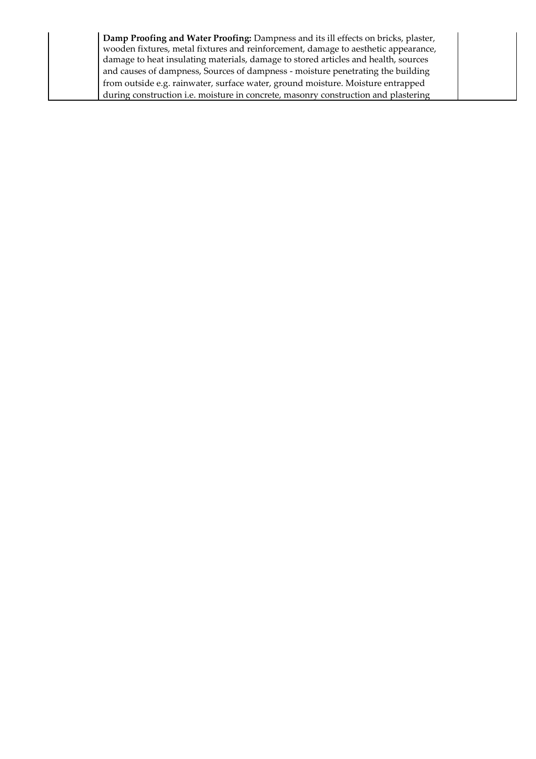| | | |
|---|---|---|
| | **Damp Proofing and Water Proofing:** Dampness and its ill effects on bricks, plaster, wooden fixtures, metal fixtures and reinforcement, damage to aesthetic appearance, damage to heat insulating materials, damage to stored articles and health, sources and causes of dampness, Sources of dampness - moisture penetrating the building from outside e.g. rainwater, surface water, ground moisture. Moisture entrapped during construction i.e. moisture in concrete, masonry construction and plastering | |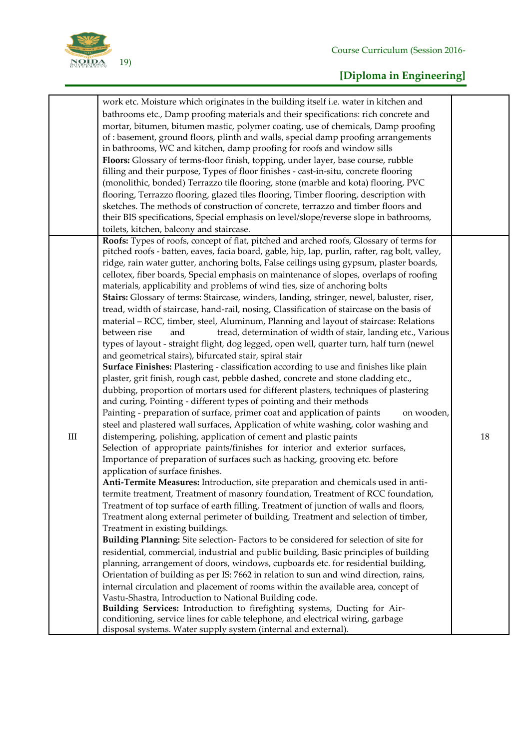| | | |
|---|---|---|
| | work etc. Moisture which originates in the building itself i.e. water in kitchen and bathrooms etc., Damp proofing materials and their specifications: rich concrete and mortar, bitumen, bitumen mastic, polymer coating, use of chemicals, Damp proofing of : basement, ground floors, plinth and walls, special damp proofing arrangements in bathrooms, WC and kitchen, damp proofing for roofs and window sills<br>**Floors:** Glossary of terms-floor finish, topping, under layer, base course, rubble filling and their purpose, Types of floor finishes - cast-in-situ, concrete flooring (monolithic, bonded) Terrazzo tile flooring, stone (marble and kota) flooring, PVC flooring, Terrazzo flooring, glazed tiles flooring, Timber flooring, description with sketches. The methods of construction of concrete, terrazzo and timber floors and their BIS specifications, Special emphasis on level/slope/reverse slope in bathrooms, toilets, kitchen, balcony and staircase. | |
| III | **Roofs:** Types of roofs, concept of flat, pitched and arched roofs, Glossary of terms for pitched roofs - batten, eaves, facia board, gable, hip, lap, purlin, rafter, rag bolt, valley, ridge, rain water gutter, anchoring bolts, False ceilings using gypsum, plaster boards, cellotex, fiber boards, Special emphasis on maintenance of slopes, overlaps of roofing materials, applicability and problems of wind ties, size of anchoring bolts<br>**Stairs:** Glossary of terms: Staircase, winders, landing, stringer, newel, baluster, riser, tread, width of staircase, hand-rail, nosing, Classification of staircase on the basis of material – RCC, timber, steel, Aluminum, Planning and layout of staircase: Relations between rise and tread, determination of width of stair, landing etc., Various types of layout - straight flight, dog legged, open well, quarter turn, half turn (newel and geometrical stairs), bifurcated stair, spiral stair<br>**Surface Finishes:** Plastering - classification according to use and finishes like plain plaster, grit finish, rough cast, pebble dashed, concrete and stone cladding etc., dubbing, proportion of mortars used for different plasters, techniques of plastering and curing, Pointing - different types of pointing and their methods<br>Painting - preparation of surface, primer coat and application of paints on wooden, steel and plastered wall surfaces, Application of white washing, color washing and distempering, polishing, application of cement and plastic paints<br>Selection of appropriate paints/finishes for interior and exterior surfaces, Importance of preparation of surfaces such as hacking, grooving etc. before application of surface finishes.<br>**Anti-Termite Measures:** Introduction, site preparation and chemicals used in anti-termite treatment, Treatment of masonry foundation, Treatment of RCC foundation, Treatment of top surface of earth filling, Treatment of junction of walls and floors, Treatment along external perimeter of building, Treatment and selection of timber, Treatment in existing buildings.<br>**Building Planning:** Site selection- Factors to be considered for selection of site for residential, commercial, industrial and public building, Basic principles of building planning, arrangement of doors, windows, cupboards etc. for residential building, Orientation of building as per IS: 7662 in relation to sun and wind direction, rains, internal circulation and placement of rooms within the available area, concept of Vastu-Shastra, Introduction to National Building code.<br>**Building Services:** Introduction to firefighting systems, Ducting for Air-conditioning, service lines for cable telephone, and electrical wiring, garbage disposal systems. Water supply system (internal and external). | 18 |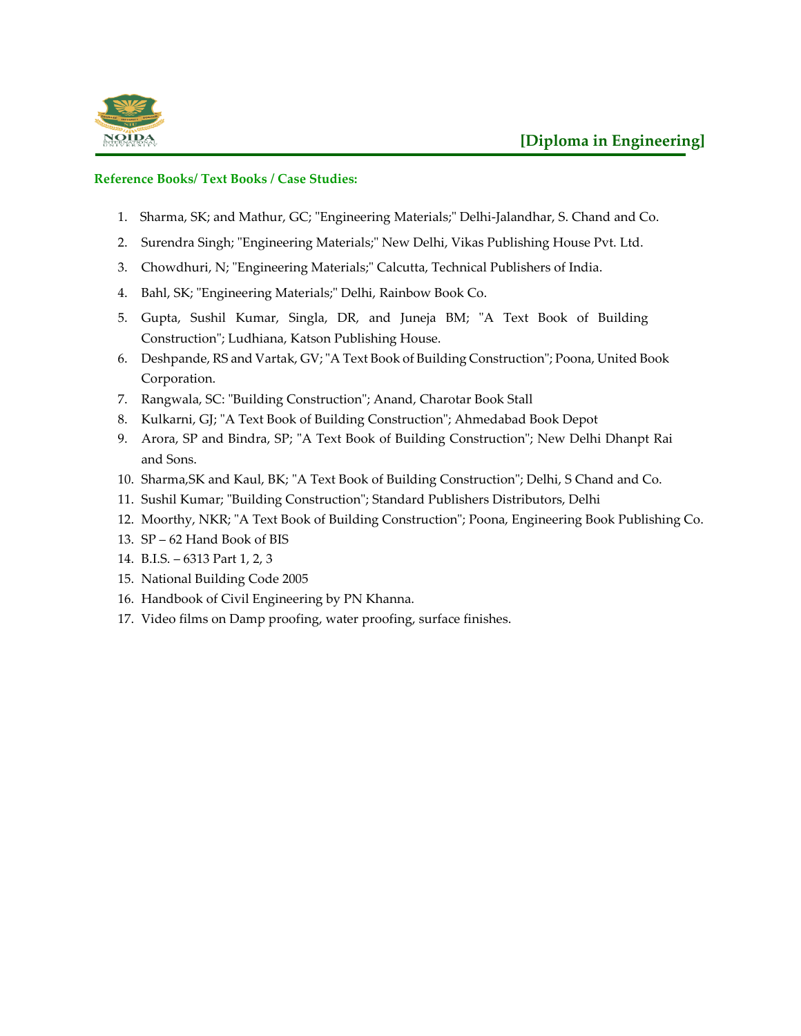**Reference Books/ Text Books / Case Studies:**

1. Sharma, SK; and Mathur, GC; "Engineering Materials;" Delhi-Jalandhar, S. Chand and Co.
2. Surendra Singh; "Engineering Materials;" New Delhi, Vikas Publishing House Pvt. Ltd.
3. Chowdhuri, N; "Engineering Materials;" Calcutta, Technical Publishers of India.
4. Bahl, SK; "Engineering Materials;" Delhi, Rainbow Book Co.
5. Gupta, Sushil Kumar, Singla, DR, and Juneja BM; "A Text Book of Building Construction"; Ludhiana, Katson Publishing House.
6. Deshpande, RS and Vartak, GV; "A Text Book of Building Construction"; Poona, United Book Corporation.
7. Rangwala, SC: "Building Construction"; Anand, Charotar Book Stall
8. Kulkarni, GJ; "A Text Book of Building Construction"; Ahmedabad Book Depot
9. Arora, SP and Bindra, SP; "A Text Book of Building Construction"; New Delhi Dhanpt Rai and Sons.
10. Sharma,SK and Kaul, BK; "A Text Book of Building Construction"; Delhi, S Chand and Co.
11. Sushil Kumar; "Building Construction"; Standard Publishers Distributors, Delhi
12. Moorthy, NKR; "A Text Book of Building Construction"; Poona, Engineering Book Publishing Co.
13. SP – 62 Hand Book of BIS
14. B.I.S. – 6313 Part 1, 2, 3
15. National Building Code 2005
16. Handbook of Civil Engineering by PN Khanna.
17. Video films on Damp proofing, water proofing, surface finishes.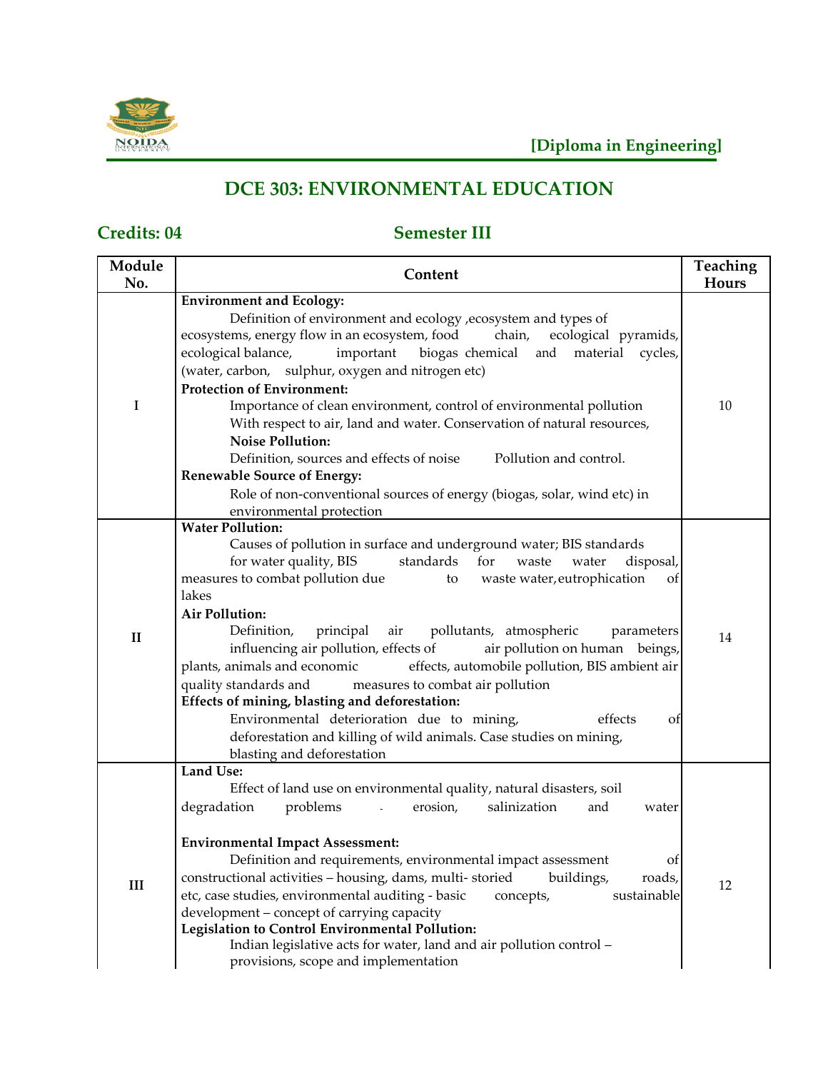[Diploma in Engineering]

# DCE 303: ENVIRONMENTAL EDUCATION

**Credits: 04** **Semester III**

| Module No. | Content | Teaching Hours |
|---|---|---|
| I | **Environment and Ecology:** Definition of environment and ecology ,ecosystem and types of ecosystems, energy flow in an ecosystem, food chain, ecological pyramids, ecological balance, important biogas chemical and material cycles, (water, carbon, sulphur, oxygen and nitrogen etc) **Protection of Environment:** Importance of clean environment, control of environmental pollution With respect to air, land and water. Conservation of natural resources, **Noise Pollution:** Definition, sources and effects of noise Pollution and control. **Renewable Source of Energy:** Role of non-conventional sources of energy (biogas, solar, wind etc) in environmental protection | 10 |
| II | **Water Pollution:** Causes of pollution in surface and underground water; BIS standards for water quality, BIS standards for waste water disposal, measures to combat pollution due to waste water, eutrophication of lakes **Air Pollution:** Definition, principal air pollutants, atmospheric parameters influencing air pollution, effects of air pollution on human beings, plants, animals and economic effects, automobile pollution, BIS ambient air quality standards and measures to combat air pollution **Effects of mining, blasting and deforestation:** Environmental deterioration due to mining, effects of deforestation and killing of wild animals. Case studies on mining, blasting and deforestation | 14 |
| III | **Land Use:** Effect of land use on environmental quality, natural disasters, soil degradation problems - erosion, salinization and water **Environmental Impact Assessment:** Definition and requirements, environmental impact assessment of constructional activities – housing, dams, multi- storied buildings, roads, etc, case studies, environmental auditing - basic concepts, sustainable development – concept of carrying capacity **Legislation to Control Environmental Pollution:** Indian legislative acts for water, land and air pollution control – provisions, scope and implementation | 12 |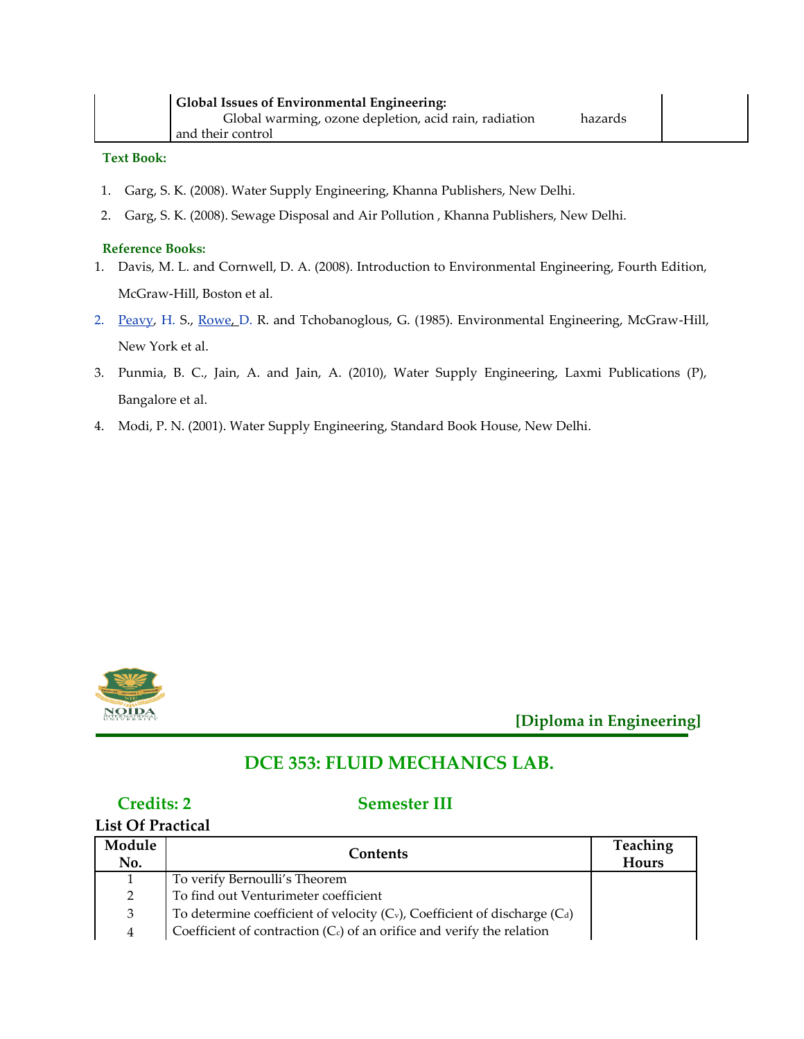| | **Global Issues of Environmental Engineering:** Global warming, ozone depletion, acid rain, radiation hazards and their control | |
|---|---|---|

**Text Book:**

1. Garg, S. K. (2008). Water Supply Engineering, Khanna Publishers, New Delhi.
2. Garg, S. K. (2008). Sewage Disposal and Air Pollution , Khanna Publishers, New Delhi.

**Reference Books:**

1. Davis, M. L. and Cornwell, D. A. (2008). Introduction to Environmental Engineering, Fourth Edition, McGraw-Hill, Boston et al.
2. Peavy, H. S., Rowe, D. R. and Tchobanoglous, G. (1985). Environmental Engineering, McGraw-Hill, New York et al.
3. Punmia, B. C., Jain, A. and Jain, A. (2010), Water Supply Engineering, Laxmi Publications (P), Bangalore et al.
4. Modi, P. N. (2001). Water Supply Engineering, Standard Book House, New Delhi.

**[Diploma in Engineering]**

## DCE 353: FLUID MECHANICS LAB.

**Credits: 2** **Semester III**

**List Of Practical**

| Module No. | Contents | Teaching Hours |
|---|---|---|
| 1 | To verify Bernoulli's Theorem | |
| 2 | To find out Venturimeter coefficient | |
| 3 | To determine coefficient of velocity ($C_v$), Coefficient of discharge ($C_d$) | |
| 4 | Coefficient of contraction ($C_c$) of an orifice and verify the relation | |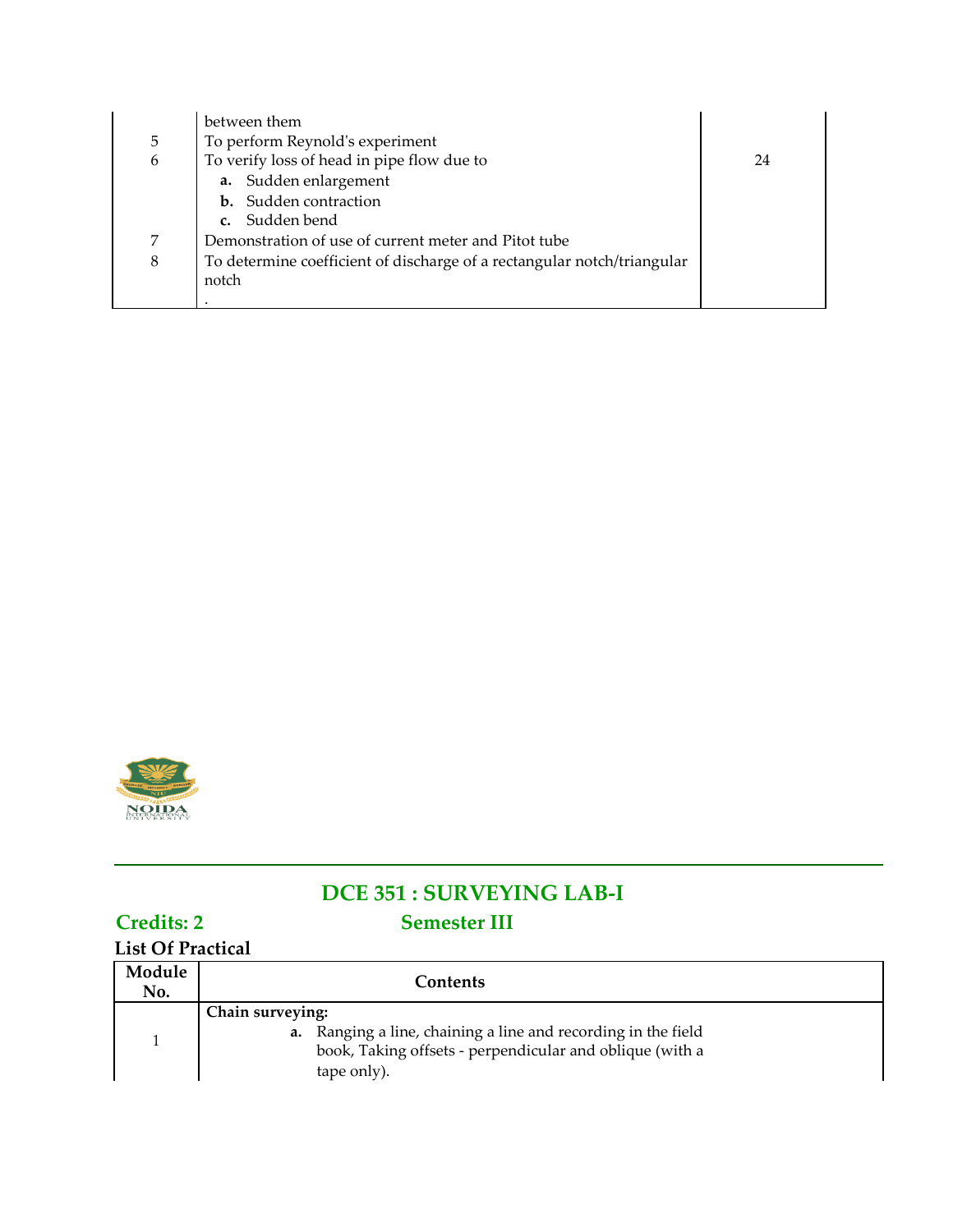|  |  |  |
|---|---|---|
|  | between them |  |
| 5 | To perform Reynold's experiment |  |
| 6 | To verify loss of head in pipe flow due to<br>**a.** Sudden enlargement<br>**b.** Sudden contraction<br>**c.** Sudden bend | 24 |
| 7 | Demonstration of use of current meter and Pitot tube |  |
| 8 | To determine coefficient of discharge of a rectangular notch/triangular notch<br>. |  |

## DCE 351 : SURVEYING LAB-I

**Credits: 2** **Semester III**

**List Of Practical**

| Module No. | Contents |
|---|---|
| 1 | **Chain surveying:**<br>**a.** Ranging a line, chaining a line and recording in the field book, Taking offsets - perpendicular and oblique (with a tape only). |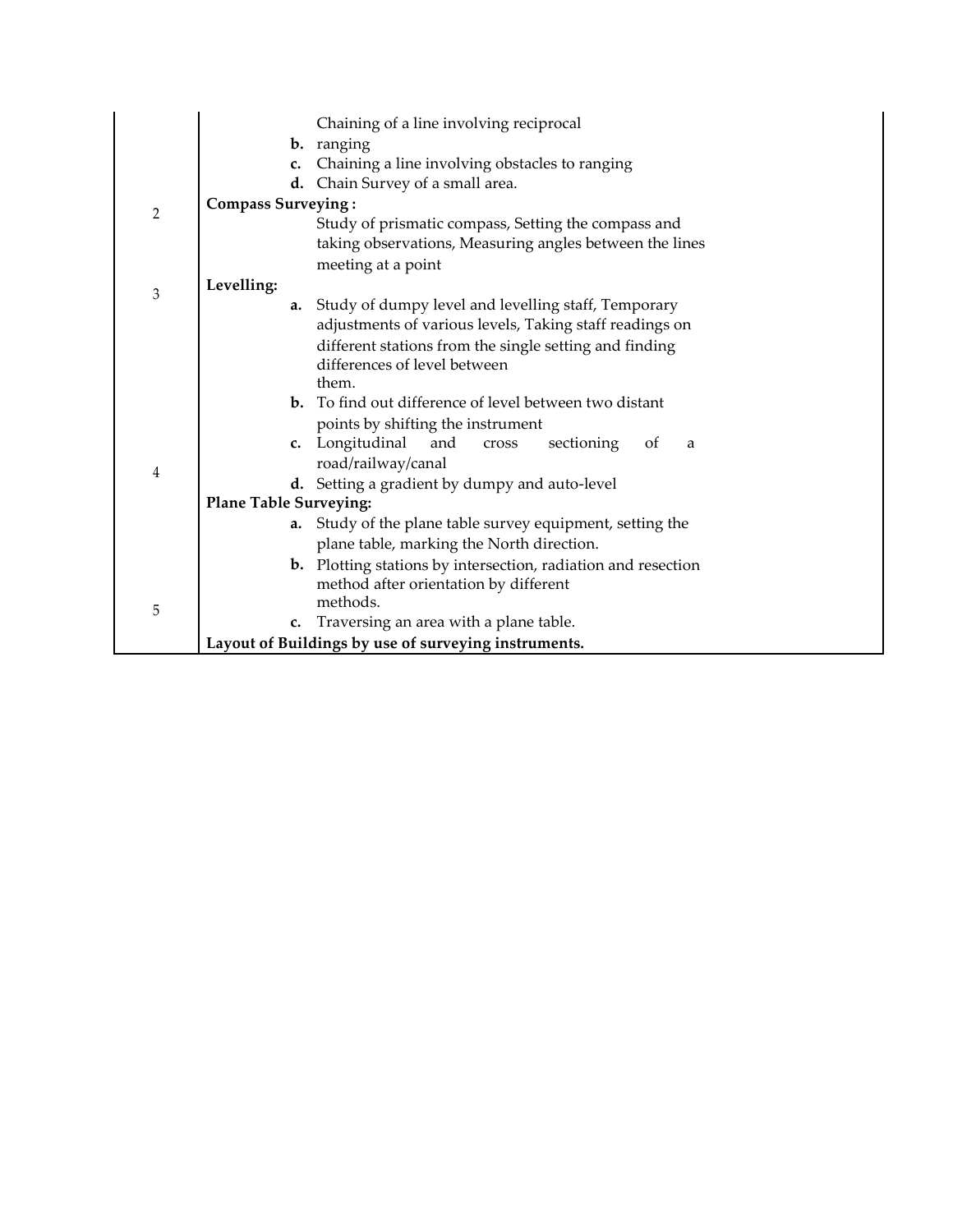| | |
|---|---|
| | Chaining of a line involving reciprocal<br>**b.** ranging<br>**c.** Chaining a line involving obstacles to ranging<br>**d.** Chain Survey of a small area. |
| 2 | **Compass Surveying :**<br>Study of prismatic compass, Setting the compass and taking observations, Measuring angles between the lines meeting at a point |
| 3 | **Levelling:**<br>**a.** Study of dumpy level and levelling staff, Temporary adjustments of various levels, Taking staff readings on different stations from the single setting and finding differences of level between them.<br>**b.** To find out difference of level between two distant points by shifting the instrument<br>**c.** Longitudinal and cross sectioning of a road/railway/canal<br>**d.** Setting a gradient by dumpy and auto-level |
| 4 | **Plane Table Surveying:**<br>**a.** Study of the plane table survey equipment, setting the plane table, marking the North direction.<br>**b.** Plotting stations by intersection, radiation and resection method after orientation by different methods.<br>**c.** Traversing an area with a plane table. |
| 5 | **Layout of Buildings by use of surveying instruments.** |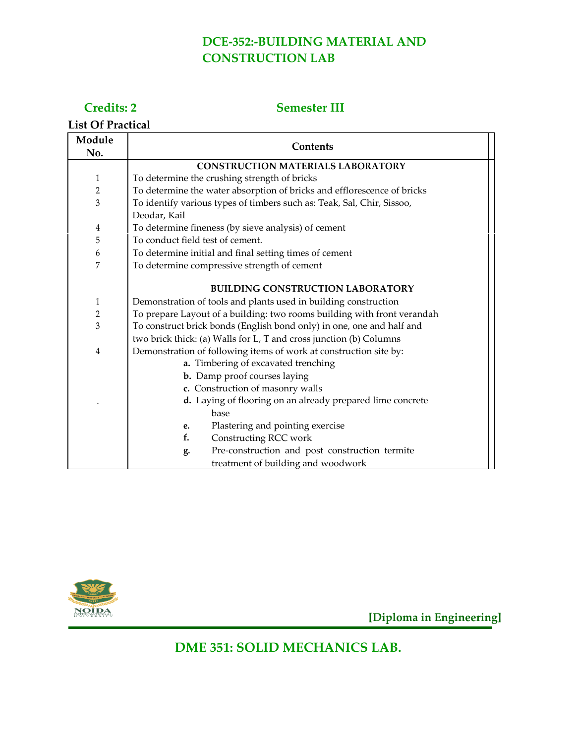# DCE-352:-BUILDING MATERIAL AND CONSTRUCTION LAB

**Credits: 2** **Semester III**

**List Of Practical**

| Module No. | Contents |
|---|---|
| | **CONSTRUCTION MATERIALS LABORATORY** |
| 1 | To determine the crushing strength of bricks |
| 2 | To determine the water absorption of bricks and efflorescence of bricks |
| 3 | To identify various types of timbers such as: Teak, Sal, Chir, Sissoo, Deodar, Kail |
| 4 | To determine fineness (by sieve analysis) of cement |
| 5 | To conduct field test of cement. |
| 6 | To determine initial and final setting times of cement |
| 7 | To determine compressive strength of cement |
| | **BUILDING CONSTRUCTION LABORATORY** |
| 1 | Demonstration of tools and plants used in building construction |
| 2 | To prepare Layout of a building: two rooms building with front verandah |
| 3 | To construct brick bonds (English bond only) in one, one and half and two brick thick: (a) Walls for L, T and cross junction (b) Columns |
| 4 | Demonstration of following items of work at construction site by:<br>**a.** Timbering of excavated trenching<br>**b.** Damp proof courses laying<br>**c.** Construction of masonry walls<br>**d.** Laying of flooring on an already prepared lime concrete base<br>**e.** Plastering and pointing exercise<br>**f.** Constructing RCC work<br>**g.** Pre-construction and post construction termite treatment of building and woodwork |

**[Diploma in Engineering]**

# DME 351: SOLID MECHANICS LAB.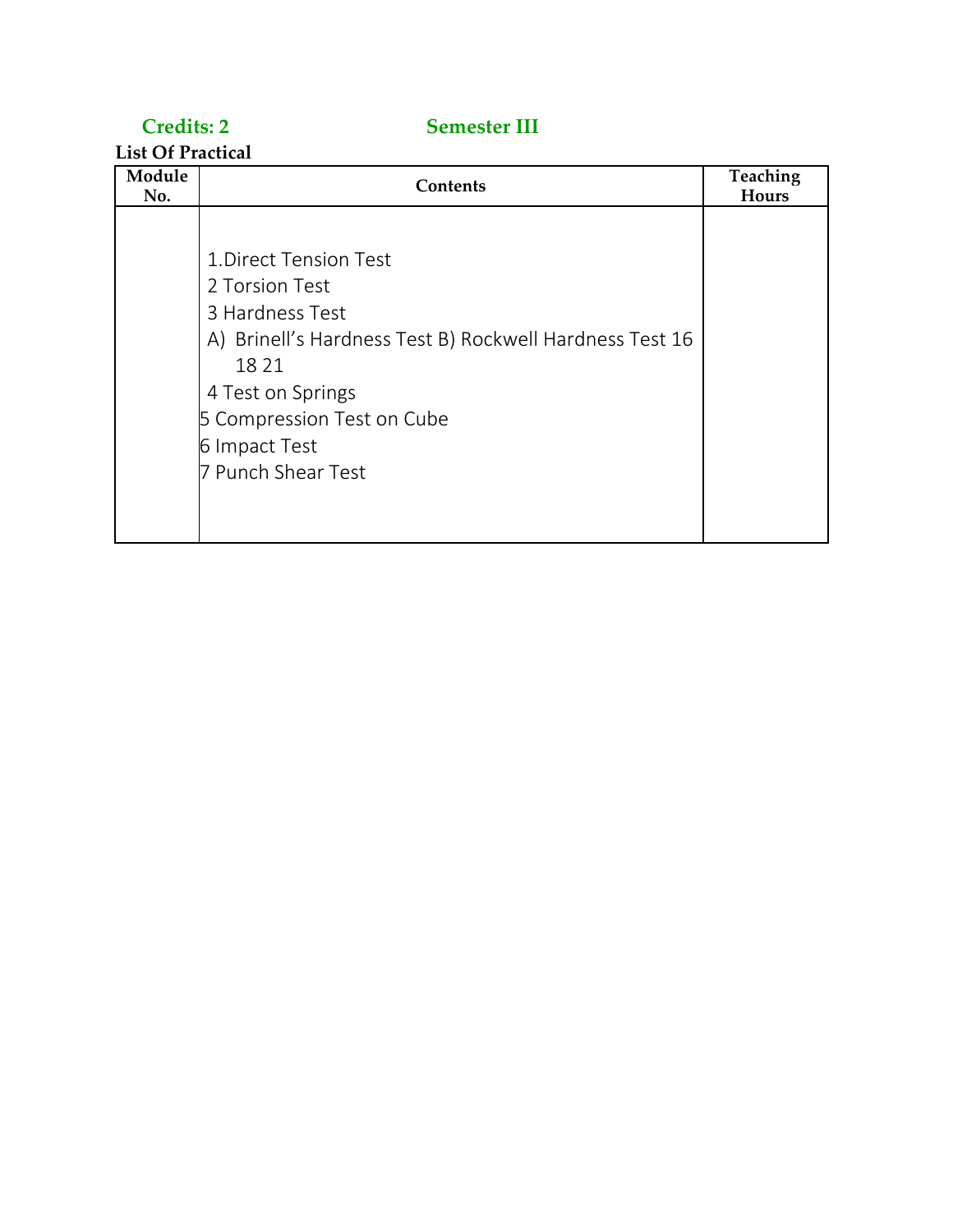**Credits: 2** **Semester III**

**List Of Practical**

| Module No. | Contents | Teaching Hours |
|---|---|---|
| | 1.Direct Tension Test<br>2 Torsion Test<br>3 Hardness Test<br>A) Brinell's Hardness Test B) Rockwell Hardness Test 16 18 21<br>4 Test on Springs<br>5 Compression Test on Cube<br>6 Impact Test<br>7 Punch Shear Test | |